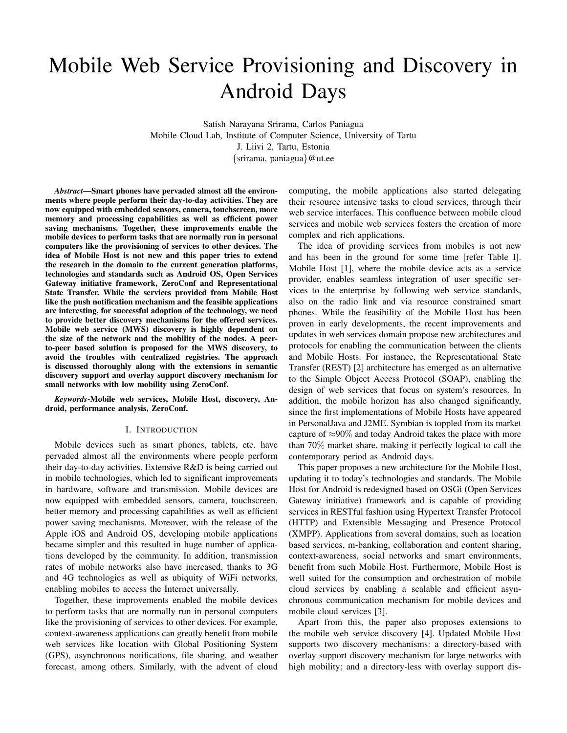# Mobile Web Service Provisioning and Discovery in Android Days

Satish Narayana Srirama, Carlos Paniagua
Mobile Cloud Lab, Institute of Computer Science, University of Tartu
J. Liivi 2, Tartu, Estonia
{srirama, paniagua}@ut.ee

***Abstract*—Smart phones have pervaded almost all the environments where people perform their day-to-day activities. They are now equipped with embedded sensors, camera, touchscreen, more memory and processing capabilities as well as efficient power saving mechanisms. Together, these improvements enable the mobile devices to perform tasks that are normally run in personal computers like the provisioning of services to other devices. The idea of Mobile Host is not new and this paper tries to extend the research in the domain to the current generation platforms, technologies and standards such as Android OS, Open Services Gateway initiative framework, ZeroConf and Representational State Transfer. While the services provided from Mobile Host like the push notification mechanism and the feasible applications are interesting, for successful adoption of the technology, we need to provide better discovery mechanisms for the offered services. Mobile web service (MWS) discovery is highly dependent on the size of the network and the mobility of the nodes. A peer-to-peer based solution is proposed for the MWS discovery, to avoid the troubles with centralized registries. The approach is discussed thoroughly along with the extensions in semantic discovery support and overlay support discovery mechanism for small networks with low mobility using ZeroConf.**

***Keywords*-Mobile web services, Mobile Host, discovery, Android, performance analysis, ZeroConf.**

## I. Introduction

Mobile devices such as smart phones, tablets, etc. have pervaded almost all the environments where people perform their day-to-day activities. Extensive R&D is being carried out in mobile technologies, which led to significant improvements in hardware, software and transmission. Mobile devices are now equipped with embedded sensors, camera, touchscreen, better memory and processing capabilities as well as efficient power saving mechanisms. Moreover, with the release of the Apple iOS and Android OS, developing mobile applications became simpler and this resulted in huge number of applications developed by the community. In addition, transmission rates of mobile networks also have increased, thanks to 3G and 4G technologies as well as ubiquity of WiFi networks, enabling mobiles to access the Internet universally.

Together, these improvements enabled the mobile devices to perform tasks that are normally run in personal computers like the provisioning of services to other devices. For example, context-awareness applications can greatly benefit from mobile web services like location with Global Positioning System (GPS), asynchronous notifications, file sharing, and weather forecast, among others. Similarly, with the advent of cloud computing, the mobile applications also started delegating their resource intensive tasks to cloud services, through their web service interfaces. This confluence between mobile cloud services and mobile web services fosters the creation of more complex and rich applications.

The idea of providing services from mobiles is not new and has been in the ground for some time [refer Table I]. Mobile Host [1], where the mobile device acts as a service provider, enables seamless integration of user specific services to the enterprise by following web service standards, also on the radio link and via resource constrained smart phones. While the feasibility of the Mobile Host has been proven in early developments, the recent improvements and updates in web services domain propose new architectures and protocols for enabling the communication between the clients and Mobile Hosts. For instance, the Representational State Transfer (REST) [2] architecture has emerged as an alternative to the Simple Object Access Protocol (SOAP), enabling the design of web services that focus on system's resources. In addition, the mobile horizon has also changed significantly, since the first implementations of Mobile Hosts have appeared in PersonalJava and J2ME. Symbian is toppled from its market capture of ≈90% and today Android takes the place with more than 70% market share, making it perfectly logical to call the contemporary period as Android days.

This paper proposes a new architecture for the Mobile Host, updating it to today's technologies and standards. The Mobile Host for Android is redesigned based on OSGi (Open Services Gateway initiative) framework and is capable of providing services in RESTful fashion using Hypertext Transfer Protocol (HTTP) and Extensible Messaging and Presence Protocol (XMPP). Applications from several domains, such as location based services, m-banking, collaboration and content sharing, context-awareness, social networks and smart environments, benefit from such Mobile Host. Furthermore, Mobile Host is well suited for the consumption and orchestration of mobile cloud services by enabling a scalable and efficient asynchronous communication mechanism for mobile devices and mobile cloud services [3].

Apart from this, the paper also proposes extensions to the mobile web service discovery [4]. Updated Mobile Host supports two discovery mechanisms: a directory-based with overlay support discovery mechanism for large networks with high mobility; and a directory-less with overlay support dis-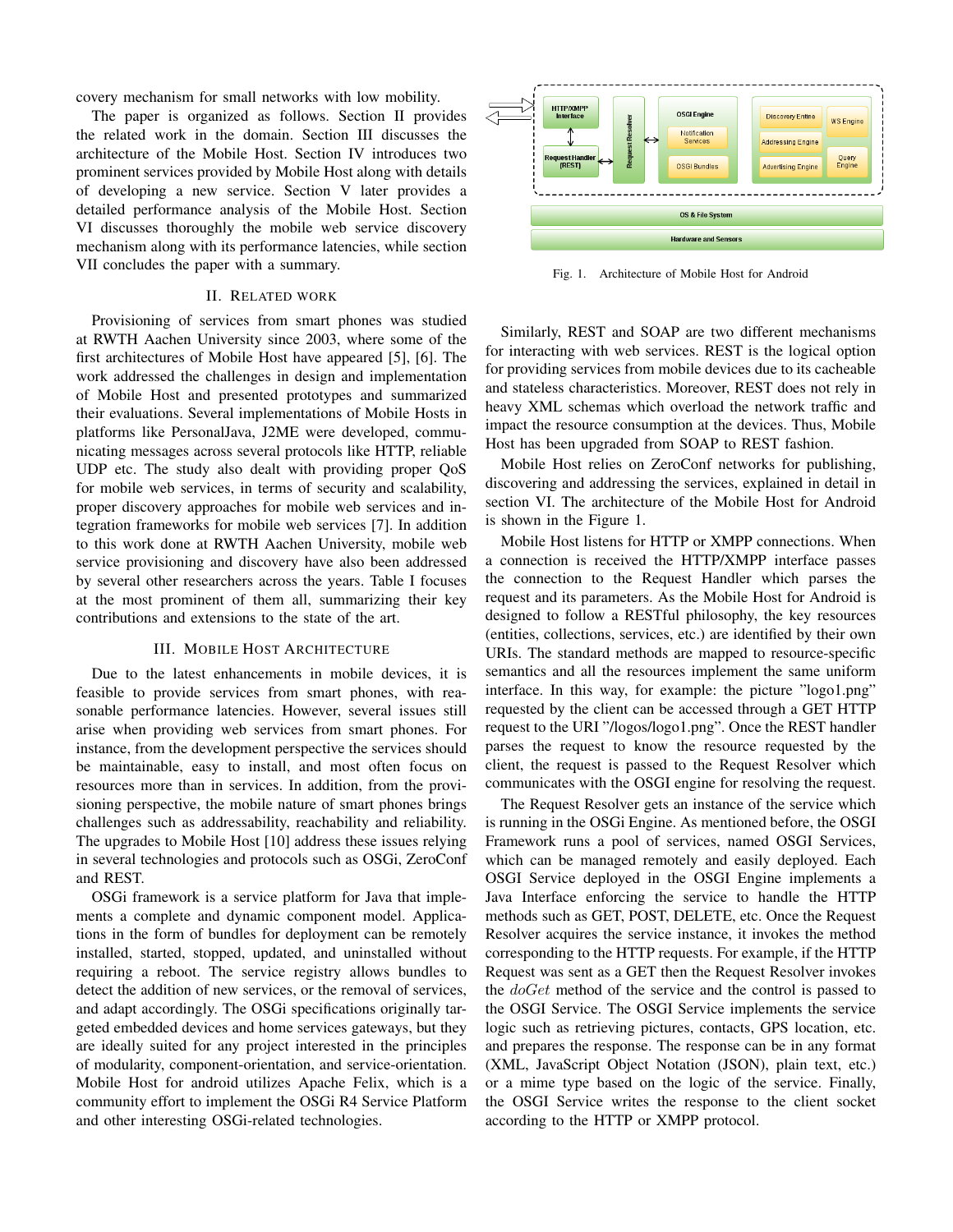covery mechanism for small networks with low mobility.

The paper is organized as follows. Section II provides the related work in the domain. Section III discusses the architecture of the Mobile Host. Section IV introduces two prominent services provided by Mobile Host along with details of developing a new service. Section V later provides a detailed performance analysis of the Mobile Host. Section VI discusses thoroughly the mobile web service discovery mechanism along with its performance latencies, while section VII concludes the paper with a summary.

## II. Related Work

Provisioning of services from smart phones was studied at RWTH Aachen University since 2003, where some of the first architectures of Mobile Host have appeared [5], [6]. The work addressed the challenges in design and implementation of Mobile Host and presented prototypes and summarized their evaluations. Several implementations of Mobile Hosts in platforms like PersonalJava, J2ME were developed, communicating messages across several protocols like HTTP, reliable UDP etc. The study also dealt with providing proper QoS for mobile web services, in terms of security and scalability, proper discovery approaches for mobile web services and integration frameworks for mobile web services [7]. In addition to this work done at RWTH Aachen University, mobile web service provisioning and discovery have also been addressed by several other researchers across the years. Table I focuses at the most prominent of them all, summarizing their key contributions and extensions to the state of the art.

## III. Mobile Host Architecture

Due to the latest enhancements in mobile devices, it is feasible to provide services from smart phones, with reasonable performance latencies. However, several issues still arise when providing web services from smart phones. For instance, from the development perspective the services should be maintainable, easy to install, and most often focus on resources more than in services. In addition, from the provisioning perspective, the mobile nature of smart phones brings challenges such as addressability, reachability and reliability. The upgrades to Mobile Host [10] address these issues relying in several technologies and protocols such as OSGi, ZeroConf and REST.

OSGi framework is a service platform for Java that implements a complete and dynamic component model. Applications in the form of bundles for deployment can be remotely installed, started, stopped, updated, and uninstalled without requiring a reboot. The service registry allows bundles to detect the addition of new services, or the removal of services, and adapt accordingly. The OSGi specifications originally targeted embedded devices and home services gateways, but they are ideally suited for any project interested in the principles of modularity, component-orientation, and service-orientation. Mobile Host for android utilizes Apache Felix, which is a community effort to implement the OSGi R4 Service Platform and other interesting OSGi-related technologies.

Fig. 1. Architecture of Mobile Host for Android

Similarly, REST and SOAP are two different mechanisms for interacting with web services. REST is the logical option for providing services from mobile devices due to its cacheable and stateless characteristics. Moreover, REST does not rely in heavy XML schemas which overload the network traffic and impact the resource consumption at the devices. Thus, Mobile Host has been upgraded from SOAP to REST fashion.

Mobile Host relies on ZeroConf networks for publishing, discovering and addressing the services, explained in detail in section VI. The architecture of the Mobile Host for Android is shown in the Figure 1.

Mobile Host listens for HTTP or XMPP connections. When a connection is received the HTTP/XMPP interface passes the connection to the Request Handler which parses the request and its parameters. As the Mobile Host for Android is designed to follow a RESTful philosophy, the key resources (entities, collections, services, etc.) are identified by their own URIs. The standard methods are mapped to resource-specific semantics and all the resources implement the same uniform interface. In this way, for example: the picture "logo1.png" requested by the client can be accessed through a GET HTTP request to the URI "/logos/logo1.png". Once the REST handler parses the request to know the resource requested by the client, the request is passed to the Request Resolver which communicates with the OSGI engine for resolving the request.

The Request Resolver gets an instance of the service which is running in the OSGi Engine. As mentioned before, the OSGI Framework runs a pool of services, named OSGI Services, which can be managed remotely and easily deployed. Each OSGI Service deployed in the OSGI Engine implements a Java Interface enforcing the service to handle the HTTP methods such as GET, POST, DELETE, etc. Once the Request Resolver acquires the service instance, it invokes the method corresponding to the HTTP requests. For example, if the HTTP Request was sent as a GET then the Request Resolver invokes the *doGet* method of the service and the control is passed to the OSGI Service. The OSGI Service implements the service logic such as retrieving pictures, contacts, GPS location, etc. and prepares the response. The response can be in any format (XML, JavaScript Object Notation (JSON), plain text, etc.) or a mime type based on the logic of the service. Finally, the OSGI Service writes the response to the client socket according to the HTTP or XMPP protocol.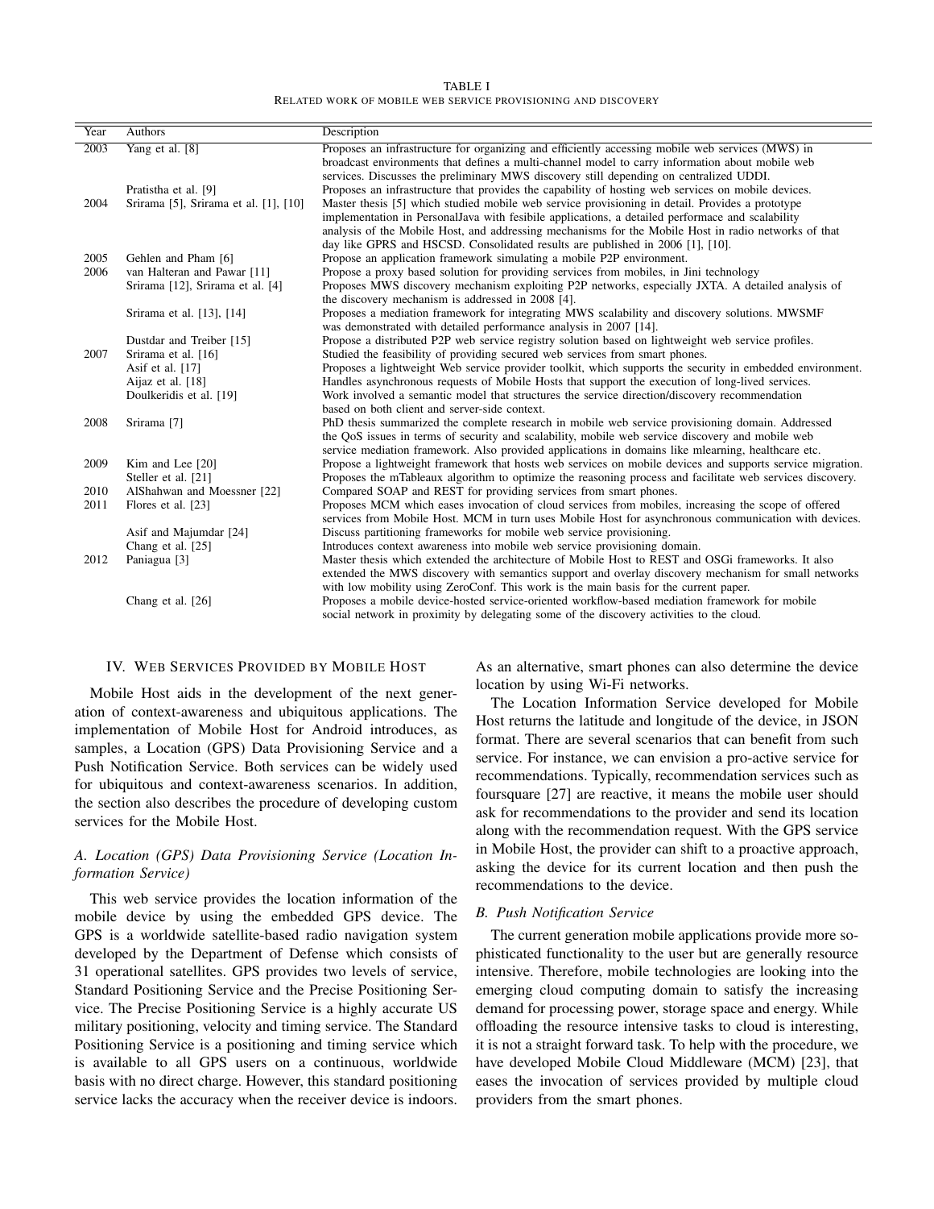TABLE I
RELATED WORK OF MOBILE WEB SERVICE PROVISIONING AND DISCOVERY

| Year | Authors | Description |
|---|---|---|
| 2003 | Yang et al. [8] | Proposes an infrastructure for organizing and efficiently accessing mobile web services (MWS) in broadcast environments that defines a multi-channel model to carry information about mobile web services. Discusses the preliminary MWS discovery still depending on centralized UDDI. |
| | Pratistha et al. [9] | Proposes an infrastructure that provides the capability of hosting web services on mobile devices. |
| 2004 | Srirama [5], Srirama et al. [1], [10] | Master thesis [5] which studied mobile web service provisioning in detail. Provides a prototype implementation in PersonalJava with fesibile applications, a detailed performace and scalability analysis of the Mobile Host, and addressing mechanisms for the Mobile Host in radio networks of that day like GPRS and HSCSD. Consolidated results are published in 2006 [1], [10]. |
| 2005 | Gehlen and Pham [6] | Propose an application framework simulating a mobile P2P environment. |
| 2006 | van Halteran and Pawar [11] | Propose a proxy based solution for providing services from mobiles, in Jini technology |
| | Srirama [12], Srirama et al. [4] | Proposes MWS discovery mechanism exploiting P2P networks, especially JXTA. A detailed analysis of the discovery mechanism is addressed in 2008 [4]. |
| | Srirama et al. [13], [14] | Proposes a mediation framework for integrating MWS scalability and discovery solutions. MWSMF was demonstrated with detailed performance analysis in 2007 [14]. |
| | Dustdar and Treiber [15] | Propose a distributed P2P web service registry solution based on lightweight web service profiles. |
| 2007 | Srirama et al. [16] | Studied the feasibility of providing secured web services from smart phones. |
| | Asif et al. [17] | Proposes a lightweight Web service provider toolkit, which supports the security in embedded environment. |
| | Aijaz et al. [18] | Handles asynchronous requests of Mobile Hosts that support the execution of long-lived services. |
| | Doulkeridis et al. [19] | Work involved a semantic model that structures the service direction/discovery recommendation based on both client and server-side context. |
| 2008 | Srirama [7] | PhD thesis summarized the complete research in mobile web service provisioning domain. Addressed the QoS issues in terms of security and scalability, mobile web service discovery and mobile web service mediation framework. Also provided applications in domains like mlearning, healthcare etc. |
| 2009 | Kim and Lee [20] | Propose a lightweight framework that hosts web services on mobile devices and supports service migration. |
| | Steller et al. [21] | Proposes the mTableaux algorithm to optimize the reasoning process and facilitate web services discovery. |
| 2010 | AlShahwan and Moessner [22] | Compared SOAP and REST for providing services from smart phones. |
| 2011 | Flores et al. [23] | Proposes MCM which eases invocation of cloud services from mobiles, increasing the scope of offered services from Mobile Host. MCM in turn uses Mobile Host for asynchronous communication with devices. |
| | Asif and Majumdar [24] | Discuss partitioning frameworks for mobile web service provisioning. |
| | Chang et al. [25] | Introduces context awareness into mobile web service provisioning domain. |
| 2012 | Paniagua [3] | Master thesis which extended the architecture of Mobile Host to REST and OSGi frameworks. It also extended the MWS discovery with semantics support and overlay discovery mechanism for small networks with low mobility using ZeroConf. This work is the main basis for the current paper. |
| | Chang et al. [26] | Proposes a mobile device-hosted service-oriented workflow-based mediation framework for mobile social network in proximity by delegating some of the discovery activities to the cloud. |

## IV. Web Services Provided by Mobile Host

Mobile Host aids in the development of the next generation of context-awareness and ubiquitous applications. The implementation of Mobile Host for Android introduces, as samples, a Location (GPS) Data Provisioning Service and a Push Notification Service. Both services can be widely used for ubiquitous and context-awareness scenarios. In addition, the section also describes the procedure of developing custom services for the Mobile Host.

### *A. Location (GPS) Data Provisioning Service (Location Information Service)*

This web service provides the location information of the mobile device by using the embedded GPS device. The GPS is a worldwide satellite-based radio navigation system developed by the Department of Defense which consists of 31 operational satellites. GPS provides two levels of service, Standard Positioning Service and the Precise Positioning Service. The Precise Positioning Service is a highly accurate US military positioning, velocity and timing service. The Standard Positioning Service is a positioning and timing service which is available to all GPS users on a continuous, worldwide basis with no direct charge. However, this standard positioning service lacks the accuracy when the receiver device is indoors. As an alternative, smart phones can also determine the device location by using Wi-Fi networks.

The Location Information Service developed for Mobile Host returns the latitude and longitude of the device, in JSON format. There are several scenarios that can benefit from such service. For instance, we can envision a pro-active service for recommendations. Typically, recommendation services such as foursquare [27] are reactive, it means the mobile user should ask for recommendations to the provider and send its location along with the recommendation request. With the GPS service in Mobile Host, the provider can shift to a proactive approach, asking the device for its current location and then push the recommendations to the device.

### *B. Push Notification Service*

The current generation mobile applications provide more sophisticated functionality to the user but are generally resource intensive. Therefore, mobile technologies are looking into the emerging cloud computing domain to satisfy the increasing demand for processing power, storage space and energy. While offloading the resource intensive tasks to cloud is interesting, it is not a straight forward task. To help with the procedure, we have developed Mobile Cloud Middleware (MCM) [23], that eases the invocation of services provided by multiple cloud providers from the smart phones.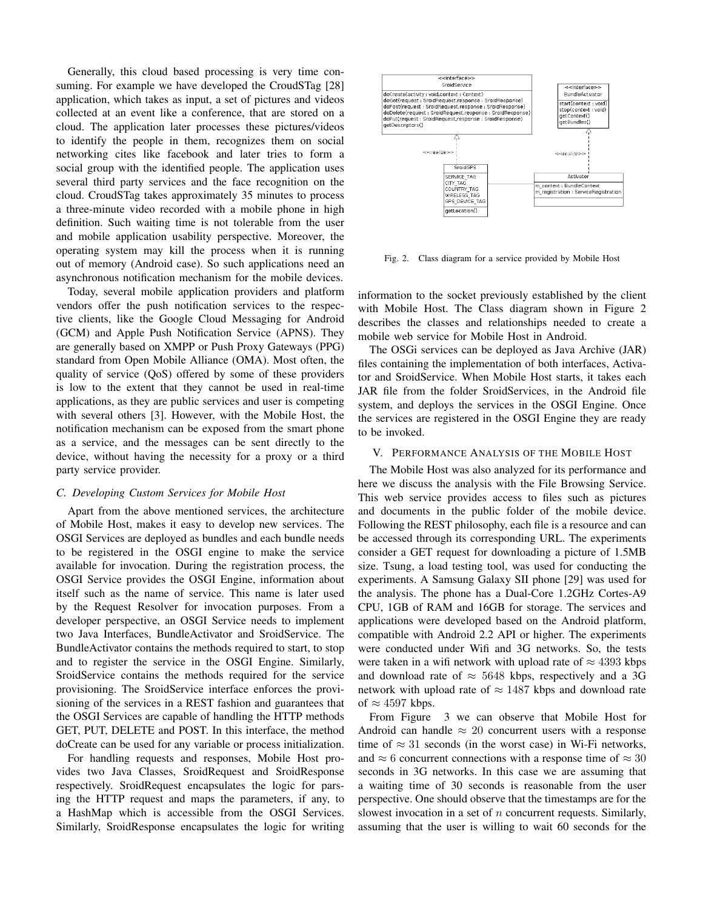Generally, this cloud based processing is very time consuming. For example we have developed the CroudSTag [28] application, which takes as input, a set of pictures and videos collected at an event like a conference, that are stored on a cloud. The application later processes these pictures/videos to identify the people in them, recognizes them on social networking cites like facebook and later tries to form a social group with the identified people. The application uses several third party services and the face recognition on the cloud. CroudSTag takes approximately 35 minutes to process a three-minute video recorded with a mobile phone in high definition. Such waiting time is not tolerable from the user and mobile application usability perspective. Moreover, the operating system may kill the process when it is running out of memory (Android case). So such applications need an asynchronous notification mechanism for the mobile devices.

Today, several mobile application providers and platform vendors offer the push notification services to the respective clients, like the Google Cloud Messaging for Android (GCM) and Apple Push Notification Service (APNS). They are generally based on XMPP or Push Proxy Gateways (PPG) standard from Open Mobile Alliance (OMA). Most often, the quality of service (QoS) offered by some of these providers is low to the extent that they cannot be used in real-time applications, as they are public services and user is competing with several others [3]. However, with the Mobile Host, the notification mechanism can be exposed from the smart phone as a service, and the messages can be sent directly to the device, without having the necessity for a proxy or a third party service provider.

### C. Developing Custom Services for Mobile Host

Apart from the above mentioned services, the architecture of Mobile Host, makes it easy to develop new services. The OSGI Services are deployed as bundles and each bundle needs to be registered in the OSGI engine to make the service available for invocation. During the registration process, the OSGI Service provides the OSGI Engine, information about itself such as the name of service. This name is later used by the Request Resolver for invocation purposes. From a developer perspective, an OSGI Service needs to implement two Java Interfaces, BundleActivator and SroidService. The BundleActivator contains the methods required to start, to stop and to register the service in the OSGI Engine. Similarly, SroidService contains the methods required for the service provisioning. The SroidService interface enforces the provisioning of the services in a REST fashion and guarantees that the OSGI Services are capable of handling the HTTP methods GET, PUT, DELETE and POST. In this interface, the method doCreate can be used for any variable or process initialization.

For handling requests and responses, Mobile Host provides two Java Classes, SroidRequest and SroidResponse respectively. SroidRequest encapsulates the logic for parsing the HTTP request and maps the parameters, if any, to a HashMap which is accessible from the OSGI Services. Similarly, SroidResponse encapsulates the logic for writing information to the socket previously established by the client with Mobile Host. The Class diagram shown in Figure 2 describes the classes and relationships needed to create a mobile web service for Mobile Host in Android.

Fig. 2. Class diagram for a service provided by Mobile Host

The OSGi services can be deployed as Java Archive (JAR) files containing the implementation of both interfaces, Activator and SroidService. When Mobile Host starts, it takes each JAR file from the folder SroidServices, in the Android file system, and deploys the services in the OSGI Engine. Once the services are registered in the OSGI Engine they are ready to be invoked.

## V. Performance Analysis of the Mobile Host

The Mobile Host was also analyzed for its performance and here we discuss the analysis with the File Browsing Service. This web service provides access to files such as pictures and documents in the public folder of the mobile device. Following the REST philosophy, each file is a resource and can be accessed through its corresponding URL. The experiments consider a GET request for downloading a picture of 1.5MB size. Tsung, a load testing tool, was used for conducting the experiments. A Samsung Galaxy SII phone [29] was used for the analysis. The phone has a Dual-Core 1.2GHz Cortes-A9 CPU, 1GB of RAM and 16GB for storage. The services and applications were developed based on the Android platform, compatible with Android 2.2 API or higher. The experiments were conducted under Wifi and 3G networks. So, the tests were taken in a wifi network with upload rate of $\approx 4393$ kbps and download rate of $\approx 5648$ kbps, respectively and a 3G network with upload rate of $\approx 1487$ kbps and download rate of $\approx 4597$ kbps.

From Figure 3 we can observe that Mobile Host for Android can handle $\approx 20$ concurrent users with a response time of $\approx 31$ seconds (in the worst case) in Wi-Fi networks, and $\approx 6$ concurrent connections with a response time of $\approx 30$ seconds in 3G networks. In this case we are assuming that a waiting time of 30 seconds is reasonable from the user perspective. One should observe that the timestamps are for the slowest invocation in a set of $n$ concurrent requests. Similarly, assuming that the user is willing to wait 60 seconds for the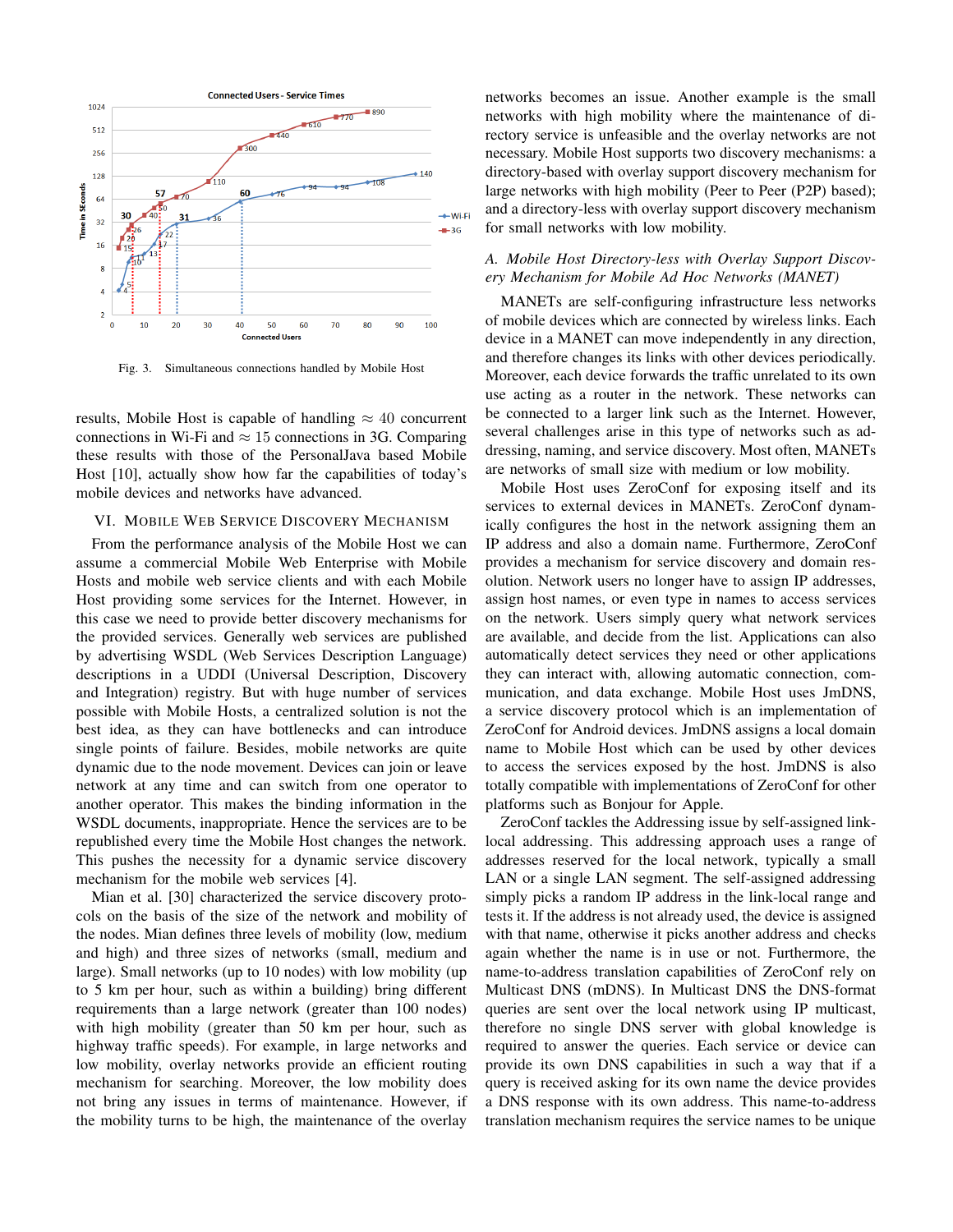Fig. 3. Simultaneous connections handled by Mobile Host

results, Mobile Host is capable of handling $\approx$ 40 concurrent connections in Wi-Fi and $\approx$ 15 connections in 3G. Comparing these results with those of the PersonalJava based Mobile Host [10], actually show how far the capabilities of today's mobile devices and networks have advanced.

## VI. Mobile Web Service Discovery Mechanism

From the performance analysis of the Mobile Host we can assume a commercial Mobile Web Enterprise with Mobile Hosts and mobile web service clients and with each Mobile Host providing some services for the Internet. However, in this case we need to provide better discovery mechanisms for the provided services. Generally web services are published by advertising WSDL (Web Services Description Language) descriptions in a UDDI (Universal Description, Discovery and Integration) registry. But with huge number of services possible with Mobile Hosts, a centralized solution is not the best idea, as they can have bottlenecks and can introduce single points of failure. Besides, mobile networks are quite dynamic due to the node movement. Devices can join or leave network at any time and can switch from one operator to another operator. This makes the binding information in the WSDL documents, inappropriate. Hence the services are to be republished every time the Mobile Host changes the network. This pushes the necessity for a dynamic service discovery mechanism for the mobile web services [4].

Mian et al. [30] characterized the service discovery protocols on the basis of the size of the network and mobility of the nodes. Mian defines three levels of mobility (low, medium and high) and three sizes of networks (small, medium and large). Small networks (up to 10 nodes) with low mobility (up to 5 km per hour, such as within a building) bring different requirements than a large network (greater than 100 nodes) with high mobility (greater than 50 km per hour, such as highway traffic speeds). For example, in large networks and low mobility, overlay networks provide an efficient routing mechanism for searching. Moreover, the low mobility does not bring any issues in terms of maintenance. However, if the mobility turns to be high, the maintenance of the overlay networks becomes an issue. Another example is the small networks with high mobility where the maintenance of directory service is unfeasible and the overlay networks are not necessary. Mobile Host supports two discovery mechanisms: a directory-based with overlay support discovery mechanism for large networks with high mobility (Peer to Peer (P2P) based); and a directory-less with overlay support discovery mechanism for small networks with low mobility.

### *A. Mobile Host Directory-less with Overlay Support Discovery Mechanism for Mobile Ad Hoc Networks (MANET)*

MANETs are self-configuring infrastructure less networks of mobile devices which are connected by wireless links. Each device in a MANET can move independently in any direction, and therefore changes its links with other devices periodically. Moreover, each device forwards the traffic unrelated to its own use acting as a router in the network. These networks can be connected to a larger link such as the Internet. However, several challenges arise in this type of networks such as addressing, naming, and service discovery. Most often, MANETs are networks of small size with medium or low mobility.

Mobile Host uses ZeroConf for exposing itself and its services to external devices in MANETs. ZeroConf dynamically configures the host in the network assigning them an IP address and also a domain name. Furthermore, ZeroConf provides a mechanism for service discovery and domain resolution. Network users no longer have to assign IP addresses, assign host names, or even type in names to access services on the network. Users simply query what network services are available, and decide from the list. Applications can also automatically detect services they need or other applications they can interact with, allowing automatic connection, communication, and data exchange. Mobile Host uses JmDNS, a service discovery protocol which is an implementation of ZeroConf for Android devices. JmDNS assigns a local domain name to Mobile Host which can be used by other devices to access the services exposed by the host. JmDNS is also totally compatible with implementations of ZeroConf for other platforms such as Bonjour for Apple.

ZeroConf tackles the Addressing issue by self-assigned link-local addressing. This addressing approach uses a range of addresses reserved for the local network, typically a small LAN or a single LAN segment. The self-assigned addressing simply picks a random IP address in the link-local range and tests it. If the address is not already used, the device is assigned with that name, otherwise it picks another address and checks again whether the name is in use or not. Furthermore, the name-to-address translation capabilities of ZeroConf rely on Multicast DNS (mDNS). In Multicast DNS the DNS-format queries are sent over the local network using IP multicast, therefore no single DNS server with global knowledge is required to answer the queries. Each service or device can provide its own DNS capabilities in such a way that if a query is received asking for its own name the device provides a DNS response with its own address. This name-to-address translation mechanism requires the service names to be unique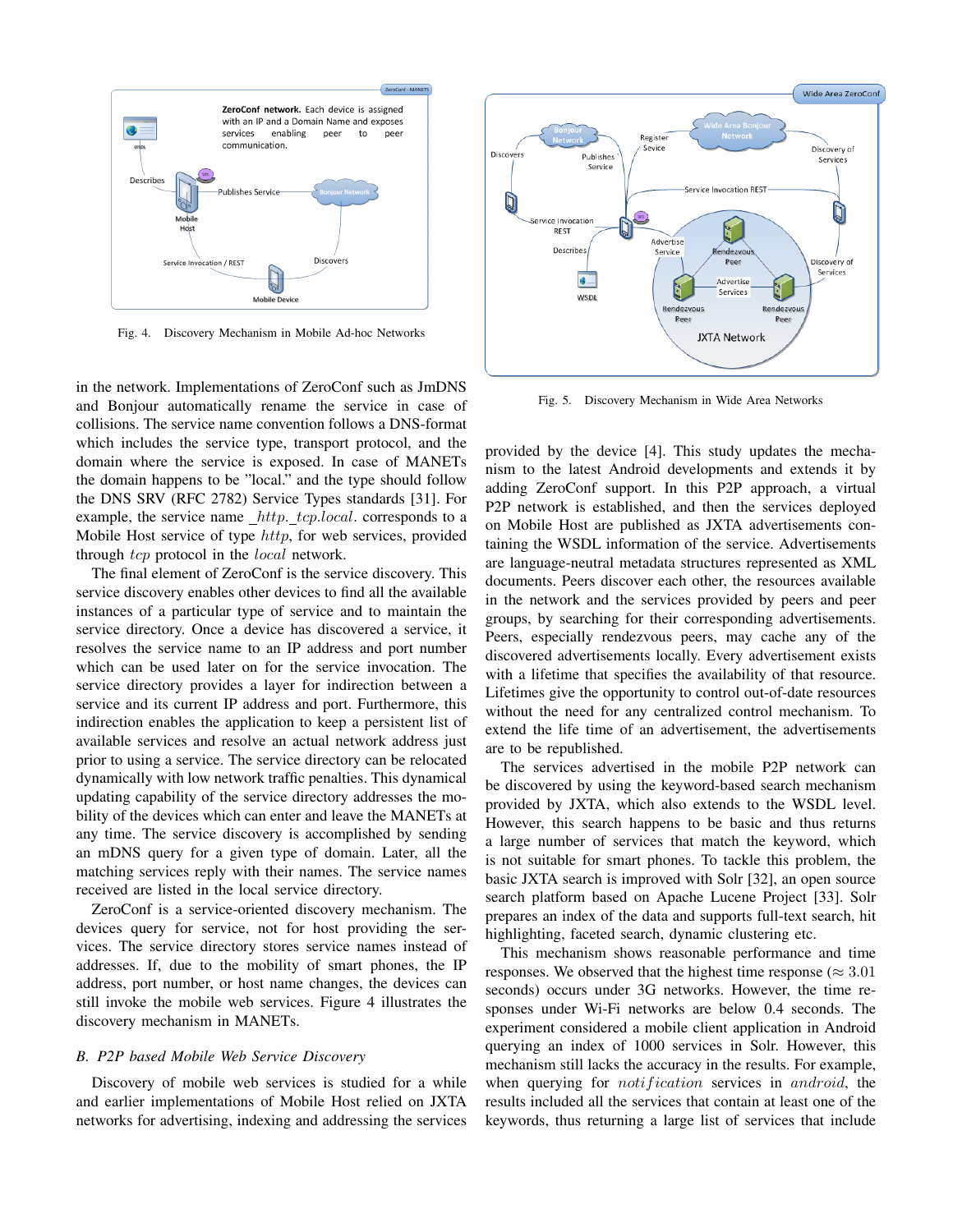Fig. 4. Discovery Mechanism in Mobile Ad-hoc Networks

in the network. Implementations of ZeroConf such as JmDNS and Bonjour automatically rename the service in case of collisions. The service name convention follows a DNS-format which includes the service type, transport protocol, and the domain where the service is exposed. In case of MANETs the domain happens to be "local." and the type should follow the DNS SRV (RFC 2782) Service Types standards [31]. For example, the service name $\_http.\_tcp.local.$ corresponds to a Mobile Host service of type $http$, for web services, provided through $tcp$ protocol in the $local$ network.

The final element of ZeroConf is the service discovery. This service discovery enables other devices to find all the available instances of a particular type of service and to maintain the service directory. Once a device has discovered a service, it resolves the service name to an IP address and port number which can be used later on for the service invocation. The service directory provides a layer for indirection between a service and its current IP address and port. Furthermore, this indirection enables the application to keep a persistent list of available services and resolve an actual network address just prior to using a service. The service directory can be relocated dynamically with low network traffic penalties. This dynamical updating capability of the service directory addresses the mobility of the devices which can enter and leave the MANETs at any time. The service discovery is accomplished by sending an mDNS query for a given type of domain. Later, all the matching services reply with their names. The service names received are listed in the local service directory.

ZeroConf is a service-oriented discovery mechanism. The devices query for service, not for host providing the services. The service directory stores service names instead of addresses. If, due to the mobility of smart phones, the IP address, port number, or host name changes, the devices can still invoke the mobile web services. Figure 4 illustrates the discovery mechanism in MANETs.

### B. P2P based Mobile Web Service Discovery

Discovery of mobile web services is studied for a while and earlier implementations of Mobile Host relied on JXTA networks for advertising, indexing and addressing the services provided by the device [4]. This study updates the mechanism to the latest Android developments and extends it by adding ZeroConf support. In this P2P approach, a virtual P2P network is established, and then the services deployed on Mobile Host are published as JXTA advertisements containing the WSDL information of the service. Advertisements are language-neutral metadata structures represented as XML documents. Peers discover each other, the resources available in the network and the services provided by peers and peer groups, by searching for their corresponding advertisements. Peers, especially rendezvous peers, may cache any of the discovered advertisements locally. Every advertisement exists with a lifetime that specifies the availability of that resource. Lifetimes give the opportunity to control out-of-date resources without the need for any centralized control mechanism. To extend the life time of an advertisement, the advertisements are to be republished.

Fig. 5. Discovery Mechanism in Wide Area Networks

The services advertised in the mobile P2P network can be discovered by using the keyword-based search mechanism provided by JXTA, which also extends to the WSDL level. However, this search happens to be basic and thus returns a large number of services that match the keyword, which is not suitable for smart phones. To tackle this problem, the basic JXTA search is improved with Solr [32], an open source search platform based on Apache Lucene Project [33]. Solr prepares an index of the data and supports full-text search, hit highlighting, faceted search, dynamic clustering etc.

This mechanism shows reasonable performance and time responses. We observed that the highest time response ($\approx 3.01$ seconds) occurs under 3G networks. However, the time responses under Wi-Fi networks are below 0.4 seconds. The experiment considered a mobile client application in Android querying an index of 1000 services in Solr. However, this mechanism still lacks the accuracy in the results. For example, when querying for $notification$ services in $android$, the results included all the services that contain at least one of the keywords, thus returning a large list of services that include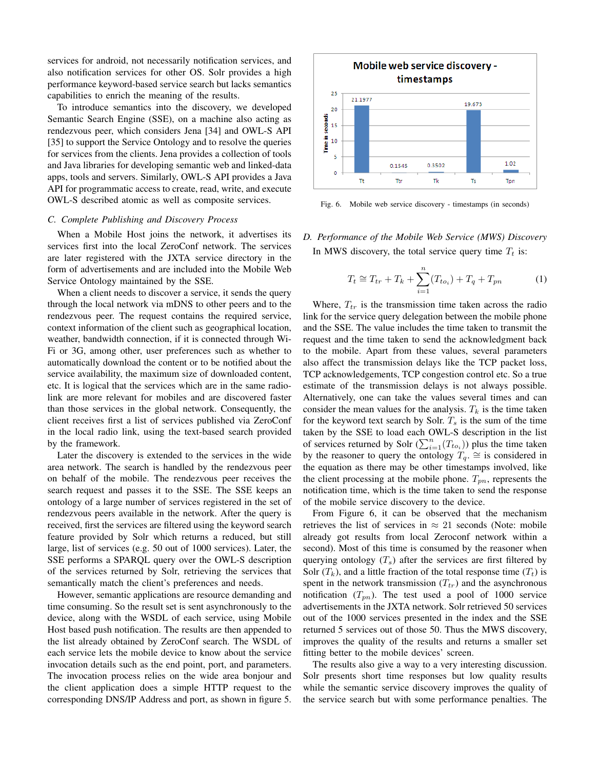services for android, not necessarily notification services, and also notification services for other OS. Solr provides a high performance keyword-based service search but lacks semantics capabilities to enrich the meaning of the results.

To introduce semantics into the discovery, we developed Semantic Search Engine (SSE), on a machine also acting as rendezvous peer, which considers Jena [34] and OWL-S API [35] to support the Service Ontology and to resolve the queries for services from the clients. Jena provides a collection of tools and Java libraries for developing semantic web and linked-data apps, tools and servers. Similarly, OWL-S API provides a Java API for programmatic access to create, read, write, and execute OWL-S described atomic as well as composite services.

### *C. Complete Publishing and Discovery Process*

When a Mobile Host joins the network, it advertises its services first into the local ZeroConf network. The services are later registered with the JXTA service directory in the form of advertisements and are included into the Mobile Web Service Ontology maintained by the SSE.

When a client needs to discover a service, it sends the query through the local network via mDNS to other peers and to the rendezvous peer. The request contains the required service, context information of the client such as geographical location, weather, bandwidth connection, if it is connected through Wi-Fi or 3G, among other, user preferences such as whether to automatically download the content or to be notified about the service availability, the maximum size of downloaded content, etc. It is logical that the services which are in the same radio-link are more relevant for mobiles and are discovered faster than those services in the global network. Consequently, the client receives first a list of services published via ZeroConf in the local radio link, using the text-based search provided by the framework.

Later the discovery is extended to the services in the wide area network. The search is handled by the rendezvous peer on behalf of the mobile. The rendezvous peer receives the search request and passes it to the SSE. The SSE keeps an ontology of a large number of services registered in the set of rendezvous peers available in the network. After the query is received, first the services are filtered using the keyword search feature provided by Solr which returns a reduced, but still large, list of services (e.g. 50 out of 1000 services). Later, the SSE performs a SPARQL query over the OWL-S description of the services returned by Solr, retrieving the services that semantically match the client's preferences and needs.

However, semantic applications are resource demanding and time consuming. So the result set is sent asynchronously to the device, along with the WSDL of each service, using Mobile Host based push notification. The results are then appended to the list already obtained by ZeroConf search. The WSDL of each service lets the mobile device to know about the service invocation details such as the end point, port, and parameters. The invocation process relies on the wide area bonjour and the client application does a simple HTTP request to the corresponding DNS/IP Address and port, as shown in figure 5.

Fig. 6. Mobile web service discovery - timestamps (in seconds)

### *D. Performance of the Mobile Web Service (MWS) Discovery*

In MWS discovery, the total service query time $T_t$ is:

$$T_t \cong T_{tr} + T_k + \sum_{i=1}^{n}(T_{to_i}) + T_q + T_{pn} \tag{1}$$

Where, $T_{tr}$ is the transmission time taken across the radio link for the service query delegation between the mobile phone and the SSE. The value includes the time taken to transmit the request and the time taken to send the acknowledgment back to the mobile. Apart from these values, several parameters also affect the transmission delays like the TCP packet loss, TCP acknowledgements, TCP congestion control etc. So a true estimate of the transmission delays is not always possible. Alternatively, one can take the values several times and can consider the mean values for the analysis. $T_k$ is the time taken for the keyword text search by Solr. $T_s$ is the sum of the time taken by the SSE to load each OWL-S description in the list of services returned by Solr ($\sum_{i=1}^{n}(T_{to_i})$) plus the time taken by the reasoner to query the ontology $T_q$. $\cong$ is considered in the equation as there may be other timestamps involved, like the client processing at the mobile phone. $T_{pn}$, represents the notification time, which is the time taken to send the response of the mobile service discovery to the device.

From Figure 6, it can be observed that the mechanism retrieves the list of services in $\approx$ 21 seconds (Note: mobile already got results from local Zeroconf network within a second). Most of this time is consumed by the reasoner when querying ontology ($T_s$) after the services are first filtered by Solr ($T_k$), and a little fraction of the total response time ($T_t$) is spent in the network transmission ($T_{tr}$) and the asynchronous notification ($T_{pn}$). The test used a pool of 1000 service advertisements in the JXTA network. Solr retrieved 50 services out of the 1000 services presented in the index and the SSE returned 5 services out of those 50. Thus the MWS discovery, improves the quality of the results and returns a smaller set fitting better to the mobile devices' screen.

The results also give a way to a very interesting discussion. Solr presents short time responses but low quality results while the semantic service discovery improves the quality of the service search but with some performance penalties. The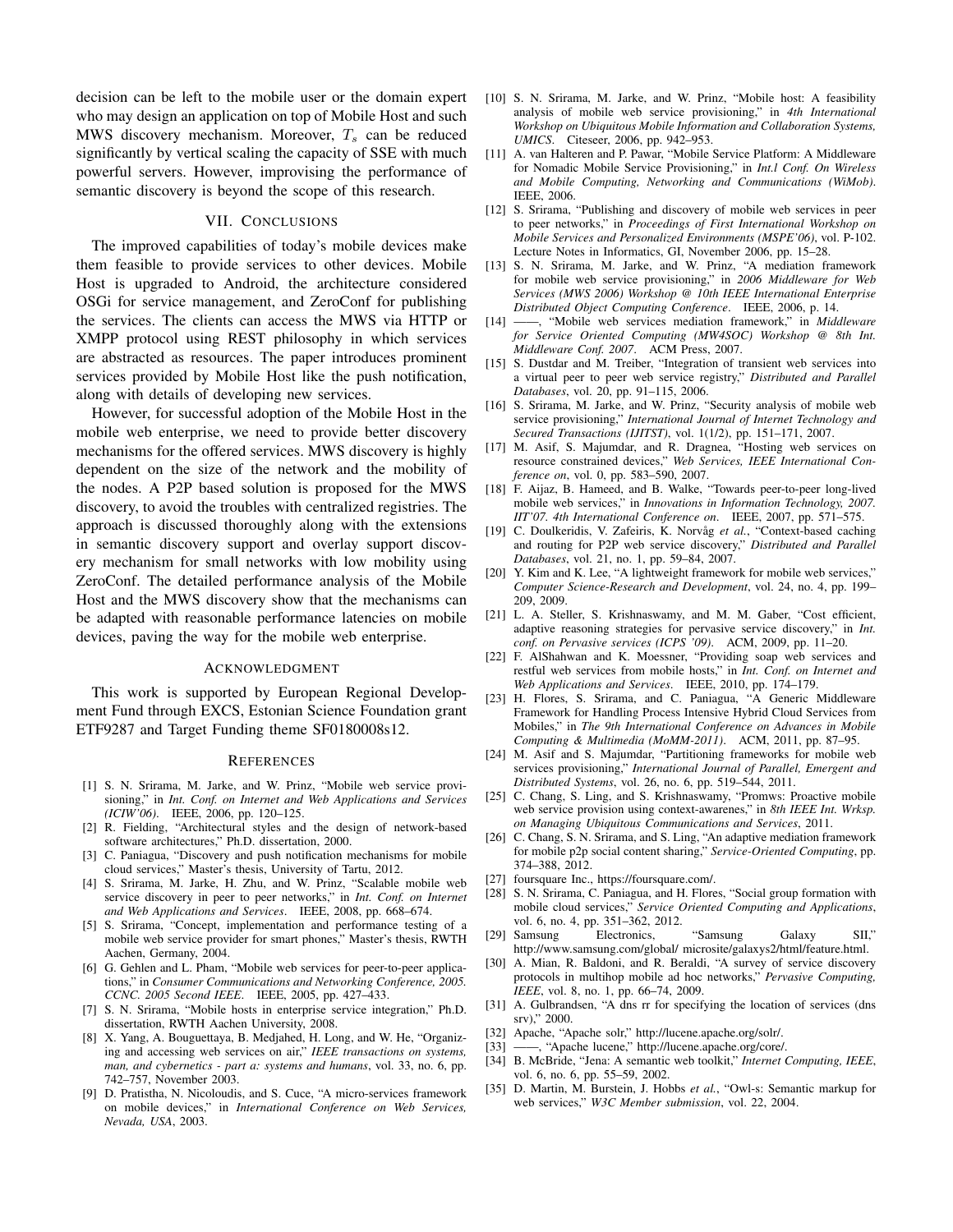decision can be left to the mobile user or the domain expert who may design an application on top of Mobile Host and such MWS discovery mechanism. Moreover, $T_s$ can be reduced significantly by vertical scaling the capacity of SSE with much powerful servers. However, improvising the performance of semantic discovery is beyond the scope of this research.

## VII. Conclusions

The improved capabilities of today's mobile devices make them feasible to provide services to other devices. Mobile Host is upgraded to Android, the architecture considered OSGi for service management, and ZeroConf for publishing the services. The clients can access the MWS via HTTP or XMPP protocol using REST philosophy in which services are abstracted as resources. The paper introduces prominent services provided by Mobile Host like the push notification, along with details of developing new services.

However, for successful adoption of the Mobile Host in the mobile web enterprise, we need to provide better discovery mechanisms for the offered services. MWS discovery is highly dependent on the size of the network and the mobility of the nodes. A P2P based solution is proposed for the MWS discovery, to avoid the troubles with centralized registries. The approach is discussed thoroughly along with the extensions in semantic discovery support and overlay support discovery mechanism for small networks with low mobility using ZeroConf. The detailed performance analysis of the Mobile Host and the MWS discovery show that the mechanisms can be adapted with reasonable performance latencies on mobile devices, paving the way for the mobile web enterprise.

## Acknowledgment

This work is supported by European Regional Development Fund through EXCS, Estonian Science Foundation grant ETF9287 and Target Funding theme SF0180008s12.

## References

[1] S. N. Srirama, M. Jarke, and W. Prinz, "Mobile web service provisioning," in *Int. Conf. on Internet and Web Applications and Services (ICIW'06)*. IEEE, 2006, pp. 120–125.

[2] R. Fielding, "Architectural styles and the design of network-based software architectures," Ph.D. dissertation, 2000.

[3] C. Paniagua, "Discovery and push notification mechanisms for mobile cloud services," Master's thesis, University of Tartu, 2012.

[4] S. Srirama, M. Jarke, H. Zhu, and W. Prinz, "Scalable mobile web service discovery in peer to peer networks," in *Int. Conf. on Internet and Web Applications and Services*. IEEE, 2008, pp. 668–674.

[5] S. Srirama, "Concept, implementation and performance testing of a mobile web service provider for smart phones," Master's thesis, RWTH Aachen, Germany, 2004.

[6] G. Gehlen and L. Pham, "Mobile web services for peer-to-peer applications," in *Consumer Communications and Networking Conference, 2005. CCNC. 2005 Second IEEE*. IEEE, 2005, pp. 427–433.

[7] S. N. Srirama, "Mobile hosts in enterprise service integration," Ph.D. dissertation, RWTH Aachen University, 2008.

[8] X. Yang, A. Bouguettaya, B. Medjahed, H. Long, and W. He, "Organizing and accessing web services on air," *IEEE transactions on systems, man, and cybernetics - part a: systems and humans*, vol. 33, no. 6, pp. 742–757, November 2003.

[9] D. Pratistha, N. Nicoloudis, and S. Cuce, "A micro-services framework on mobile devices," in *International Conference on Web Services, Nevada, USA*, 2003.

[10] S. N. Srirama, M. Jarke, and W. Prinz, "Mobile host: A feasibility analysis of mobile web service provisioning," in *4th International Workshop on Ubiquitous Mobile Information and Collaboration Systems, UMICS*. Citeseer, 2006, pp. 942–953.

[11] A. van Halteren and P. Pawar, "Mobile Service Platform: A Middleware for Nomadic Mobile Service Provisioning," in *Int.l Conf. On Wireless and Mobile Computing, Networking and Communications (WiMob)*. IEEE, 2006.

[12] S. Srirama, "Publishing and discovery of mobile web services in peer to peer networks," in *Proceedings of First International Workshop on Mobile Services and Personalized Environments (MSPE'06)*, vol. P-102. Lecture Notes in Informatics, GI, November 2006, pp. 15–28.

[13] S. N. Srirama, M. Jarke, and W. Prinz, "A mediation framework for mobile web service provisioning," in *2006 Middleware for Web Services (MWS 2006) Workshop @ 10th IEEE International Enterprise Distributed Object Computing Conference*. IEEE, 2006, p. 14.

[14] ——, "Mobile web services mediation framework," in *Middleware for Service Oriented Computing (MW4SOC) Workshop @ 8th Int. Middleware Conf. 2007*. ACM Press, 2007.

[15] S. Dustdar and M. Treiber, "Integration of transient web services into a virtual peer to peer web service registry," *Distributed and Parallel Databases*, vol. 20, pp. 91–115, 2006.

[16] S. Srirama, M. Jarke, and W. Prinz, "Security analysis of mobile web service provisioning," *International Journal of Internet Technology and Secured Transactions (IJITST)*, vol. 1(1/2), pp. 151–171, 2007.

[17] M. Asif, S. Majumdar, and R. Dragnea, "Hosting web services on resource constrained devices," *Web Services, IEEE International Conference on*, vol. 0, pp. 583–590, 2007.

[18] F. Aijaz, B. Hameed, and B. Walke, "Towards peer-to-peer long-lived mobile web services," in *Innovations in Information Technology, 2007. IIT'07. 4th International Conference on*. IEEE, 2007, pp. 571–575.

[19] C. Doulkeridis, V. Zafeiris, K. Nørvåg *et al.*, "Context-based caching and routing for P2P web service discovery," *Distributed and Parallel Databases*, vol. 21, no. 1, pp. 59–84, 2007.

[20] Y. Kim and K. Lee, "A lightweight framework for mobile web services," *Computer Science-Research and Development*, vol. 24, no. 4, pp. 199–209, 2009.

[21] L. A. Steller, S. Krishnaswamy, and M. M. Gaber, "Cost efficient, adaptive reasoning strategies for pervasive service discovery," in *Int. conf. on Pervasive services (ICPS '09)*. ACM, 2009, pp. 11–20.

[22] F. AlShahwan and K. Moessner, "Providing soap web services and restful web services from mobile hosts," in *Int. Conf. on Internet and Web Applications and Services*. IEEE, 2010, pp. 174–179.

[23] H. Flores, S. Srirama, and C. Paniagua, "A Generic Middleware Framework for Handling Process Intensive Hybrid Cloud Services from Mobiles," in *The 9th International Conference on Advances in Mobile Computing & Multimedia (MoMM-2011)*. ACM, 2011, pp. 87–95.

[24] M. Asif and S. Majumdar, "Partitioning frameworks for mobile web services provisioning," *International Journal of Parallel, Emergent and Distributed Systems*, vol. 26, no. 6, pp. 519–544, 2011.

[25] C. Chang, S. Ling, and S. Krishnaswamy, "Promws: Proactive mobile web service provision using context-awarenes," in *8th IEEE Int. Wrksp. on Managing Ubiquitous Communications and Services*, 2011.

[26] C. Chang, S. N. Srirama, and S. Ling, "An adaptive mediation framework for mobile p2p social content sharing," *Service-Oriented Computing*, pp. 374–388, 2012.

[27] foursquare Inc., https://foursquare.com/.

[28] S. N. Srirama, C. Paniagua, and H. Flores, "Social group formation with mobile cloud services," *Service Oriented Computing and Applications*, vol. 6, no. 4, pp. 351–362, 2012.

[29] Samsung Electronics, "Samsung Galaxy SII," http://www.samsung.com/global/ microsite/galaxys2/html/feature.html.

[30] A. Mian, R. Baldoni, and R. Beraldi, "A survey of service discovery protocols in multihop mobile ad hoc networks," *Pervasive Computing, IEEE*, vol. 8, no. 1, pp. 66–74, 2009.

[31] A. Gulbrandsen, "A dns rr for specifying the location of services (dns srv)," 2000.

[32] Apache, "Apache solr," http://lucene.apache.org/solr/.

[33] ——, "Apache lucene," http://lucene.apache.org/core/.

[34] B. McBride, "Jena: A semantic web toolkit," *Internet Computing, IEEE*, vol. 6, no. 6, pp. 55–59, 2002.

[35] D. Martin, M. Burstein, J. Hobbs *et al.*, "Owl-s: Semantic markup for web services," *W3C Member submission*, vol. 22, 2004.